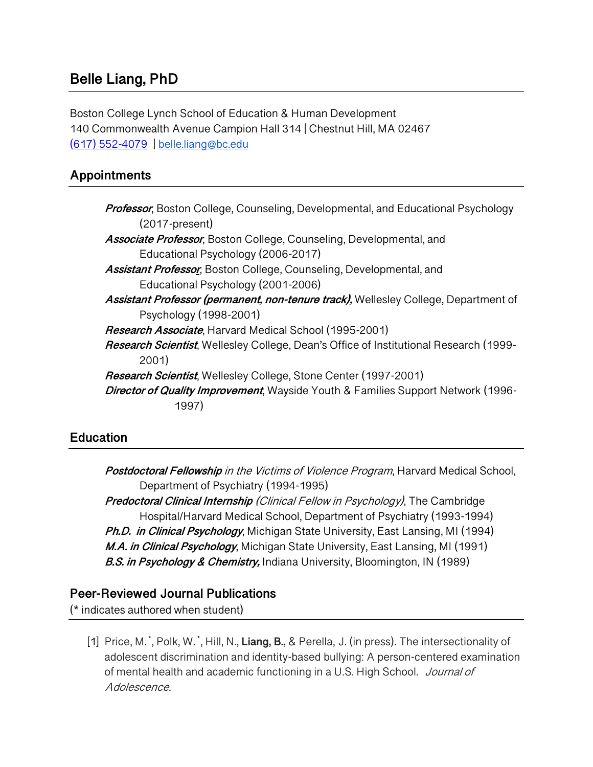# Belle Liang, PhD

Boston College Lynch School of Education & Human Development
140 Commonwealth Avenue Campion Hall 314 | Chestnut Hill, MA 02467
(617) 552-4079 | belle.liang@bc.edu

## Appointments

***Professor***, Boston College, Counseling, Developmental, and Educational Psychology (2017-present)
***Associate Professor***, Boston College, Counseling, Developmental, and Educational Psychology (2006-2017)
***Assistant Professor***, Boston College, Counseling, Developmental, and Educational Psychology (2001-2006)
***Assistant Professor (permanent, non-tenure track),*** Wellesley College, Department of Psychology (1998-2001)
***Research Associate***, Harvard Medical School (1995-2001)
***Research Scientist***, Wellesley College, Dean's Office of Institutional Research (1999-2001)
***Research Scientist***, Wellesley College, Stone Center (1997-2001)
***Director of Quality Improvement***, Wayside Youth & Families Support Network (1996-1997)

## Education

***Postdoctoral Fellowship*** *in the Victims of Violence Program*, Harvard Medical School, Department of Psychiatry (1994-1995)
***Predoctoral Clinical Internship*** *(Clinical Fellow in Psychology)*, The Cambridge Hospital/Harvard Medical School, Department of Psychiatry (1993-1994)
***Ph.D. in Clinical Psychology***, Michigan State University, East Lansing, MI (1994)
***M.A. in Clinical Psychology***, Michigan State University, East Lansing, MI (1991)
***B.S. in Psychology & Chemistry,*** Indiana University, Bloomington, IN (1989)

## Peer-Reviewed Journal Publications

(* indicates authored when student)

[1] Price, M.*, Polk, W.*, Hill, N., **Liang, B.,** & Perella, J. (in press). The intersectionality of adolescent discrimination and identity-based bullying: A person-centered examination of mental health and academic functioning in a U.S. High School. *Journal of Adolescence.*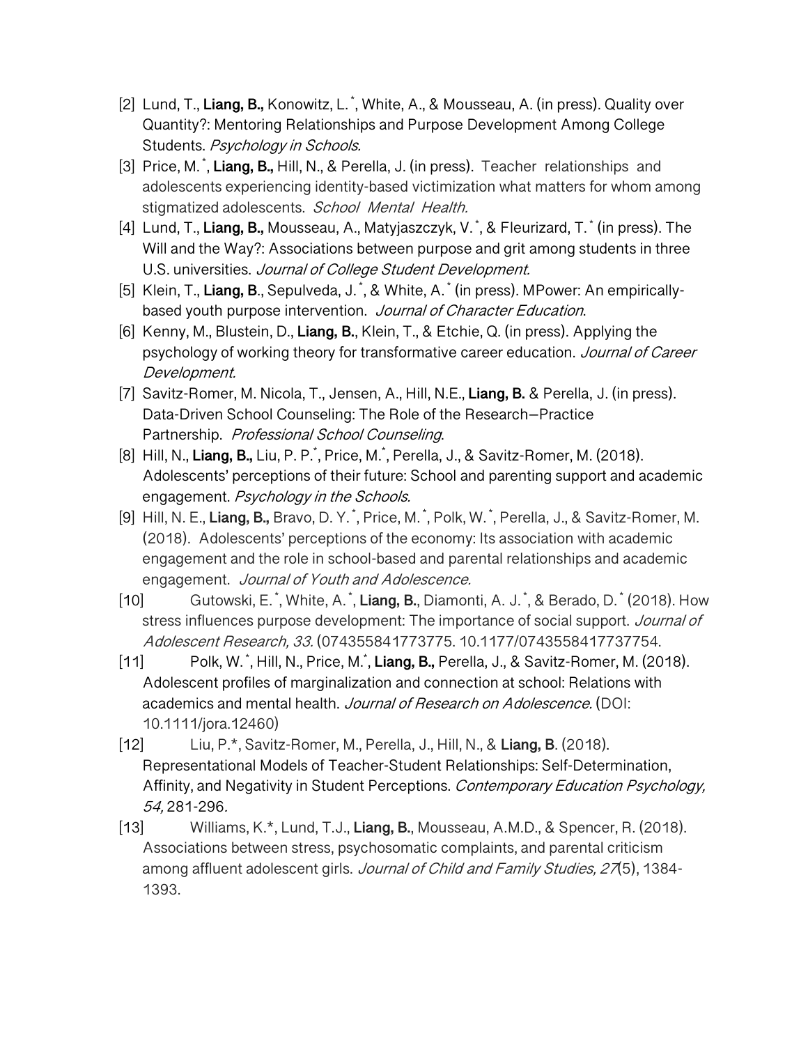[2] Lund, T., **Liang, B.,** Konowitz, L.*, White, A., & Mousseau, A. (in press). Quality over Quantity?: Mentoring Relationships and Purpose Development Among College Students. *Psychology in Schools.*

[3] Price, M.*, **Liang, B.,** Hill, N., & Perella, J. (in press). Teacher relationships and adolescents experiencing identity-based victimization what matters for whom among stigmatized adolescents. *School Mental Health.*

[4] Lund, T., **Liang, B.,** Mousseau, A., Matyjaszczyk, V.*, & Fleurizard, T.* (in press). The Will and the Way?: Associations between purpose and grit among students in three U.S. universities. *Journal of College Student Development.*

[5] Klein, T., **Liang, B**., Sepulveda, J.*, & White, A.* (in press). MPower: An empirically-based youth purpose intervention. *Journal of Character Education*.

[6] Kenny, M., Blustein, D., **Liang, B.**, Klein, T., & Etchie, Q. (in press). Applying the psychology of working theory for transformative career education. *Journal of Career Development.*

[7] Savitz-Romer, M. Nicola, T., Jensen, A., Hill, N.E., **Liang, B.** & Perella, J. (in press). Data-Driven School Counseling: The Role of the Research–Practice Partnership. *Professional School Counseling*.

[8] Hill, N., **Liang, B.,** Liu, P. P.*, Price, M.*, Perella, J., & Savitz-Romer, M. (2018). Adolescents' perceptions of their future: School and parenting support and academic engagement. *Psychology in the Schools.*

[9] Hill, N. E., **Liang, B.,** Bravo, D. Y.*, Price, M.*, Polk, W.*, Perella, J., & Savitz-Romer, M. (2018). Adolescents' perceptions of the economy: Its association with academic engagement and the role in school-based and parental relationships and academic engagement. *Journal of Youth and Adolescence.*

[10] Gutowski, E.*, White, A.*, **Liang, B.**, Diamonti, A. J.*, & Berado, D.* (2018). How stress influences purpose development: The importance of social support. *Journal of Adolescent Research, 33*. (074355841773775. 10.1177/0743558417737754.

[11] Polk, W.*, Hill, N., Price, M.*, **Liang, B.,** Perella, J., & Savitz-Romer, M. (2018). Adolescent profiles of marginalization and connection at school: Relations with academics and mental health. *Journal of Research on Adolescence.* (DOI: 10.1111/jora.12460)

[12] Liu, P.*, Savitz-Romer, M., Perella, J., Hill, N., & **Liang, B**. (2018). Representational Models of Teacher-Student Relationships: Self-Determination, Affinity, and Negativity in Student Perceptions. *Contemporary Education Psychology, 54,* 281-296.

[13] Williams, K.*, Lund, T.J., **Liang, B.**, Mousseau, A.M.D., & Spencer, R. (2018). Associations between stress, psychosomatic complaints, and parental criticism among affluent adolescent girls. *Journal of Child and Family Studies, 27*(5), 1384-1393.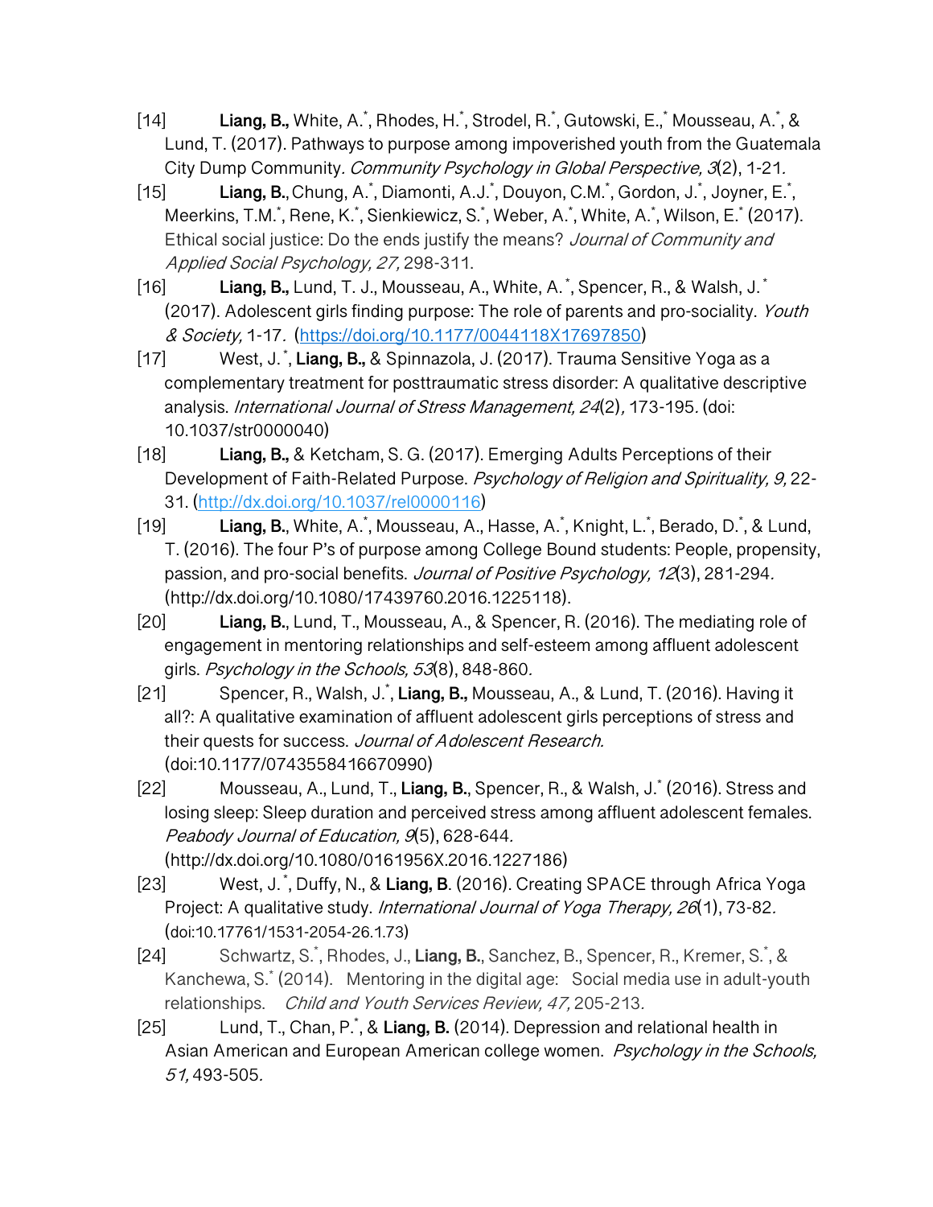[14] **Liang, B.,** White, A.*, Rhodes, H.*, Strodel, R.*, Gutowski, E.,* Mousseau, A.*, & Lund, T. (2017). Pathways to purpose among impoverished youth from the Guatemala City Dump Community. *Community Psychology in Global Perspective, 3*(2), 1-21.

[15] **Liang, B.,** Chung, A.*, Diamonti, A.J.*, Douyon, C.M.*, Gordon, J.*, Joyner, E.*, Meerkins, T.M.*, Rene, K.*, Sienkiewicz, S.*, Weber, A.*, White, A.*, Wilson, E.* (2017). Ethical social justice: Do the ends justify the means? *Journal of Community and Applied Social Psychology, 27,* 298-311.

[16] **Liang, B.,** Lund, T. J., Mousseau, A., White, A.*, Spencer, R., & Walsh, J.* (2017). Adolescent girls finding purpose: The role of parents and pro-sociality. *Youth & Society,* 1-17. (https://doi.org/10.1177/0044118X17697850)

[17] West, J.*, **Liang, B.,** & Spinnazola, J. (2017). Trauma Sensitive Yoga as a complementary treatment for posttraumatic stress disorder: A qualitative descriptive analysis. *International Journal of Stress Management, 24*(2), 173-195. (doi: 10.1037/str0000040)

[18] **Liang, B.,** & Ketcham, S. G. (2017). Emerging Adults Perceptions of their Development of Faith-Related Purpose. *Psychology of Religion and Spirituality, 9,* 22-31. (http://dx.doi.org/10.1037/rel0000116)

[19] **Liang, B.,** White, A.*, Mousseau, A., Hasse, A.*, Knight, L.*, Berado, D.*, & Lund, T. (2016). The four P's of purpose among College Bound students: People, propensity, passion, and pro-social benefits. *Journal of Positive Psychology, 12*(3), 281-294. (http://dx.doi.org/10.1080/17439760.2016.1225118).

[20] **Liang, B.**, Lund, T., Mousseau, A., & Spencer, R. (2016). The mediating role of engagement in mentoring relationships and self-esteem among affluent adolescent girls. *Psychology in the Schools, 53*(8), 848-860.

[21] Spencer, R., Walsh, J.*, **Liang, B.,** Mousseau, A., & Lund, T. (2016). Having it all?: A qualitative examination of affluent adolescent girls perceptions of stress and their quests for success. *Journal of Adolescent Research.* (doi:10.1177/0743558416670990)

[22] Mousseau, A., Lund, T., **Liang, B.**, Spencer, R., & Walsh, J.* (2016). Stress and losing sleep: Sleep duration and perceived stress among affluent adolescent females. *Peabody Journal of Education, 9*(5), 628-644. (http://dx.doi.org/10.1080/0161956X.2016.1227186)

[23] West, J.*, Duffy, N., & **Liang, B**. (2016). Creating SPACE through Africa Yoga Project: A qualitative study. *International Journal of Yoga Therapy, 26*(1), 73-82. (doi:10.17761/1531-2054-26.1.73)

[24] Schwartz, S.*, Rhodes, J., **Liang, B.**, Sanchez, B., Spencer, R., Kremer, S.*, & Kanchewa, S.* (2014). Mentoring in the digital age: Social media use in adult-youth relationships. *Child and Youth Services Review, 47,* 205-213.

[25] Lund, T., Chan, P.*, & **Liang, B.** (2014). Depression and relational health in Asian American and European American college women. *Psychology in the Schools, 51,* 493-505.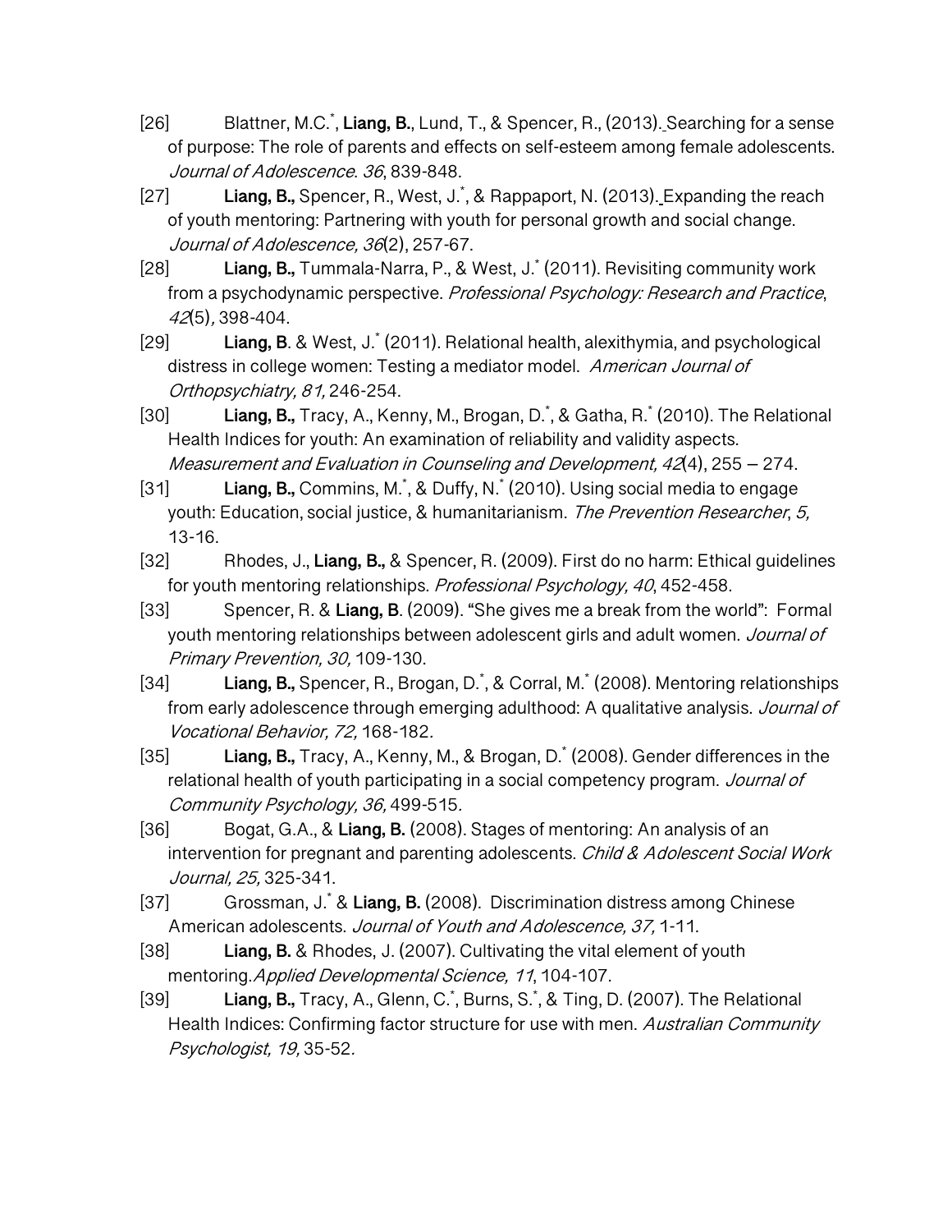[26] Blattner, M.C.*, **Liang, B.**, Lund, T., & Spencer, R., (2013). Searching for a sense of purpose: The role of parents and effects on self-esteem among female adolescents. *Journal of Adolescence*. *36*, 839-848.

[27] **Liang, B.,** Spencer, R., West, J.*, & Rappaport, N. (2013). Expanding the reach of youth mentoring: Partnering with youth for personal growth and social change. *Journal of Adolescence, 36*(2), 257-67.

[28] **Liang, B.,** Tummala-Narra, P., & West, J.* (2011). Revisiting community work from a psychodynamic perspective. *Professional Psychology: Research and Practice*, *42*(5), 398-404.

[29] **Liang, B**. & West, J.* (2011). Relational health, alexithymia, and psychological distress in college women: Testing a mediator model. *American Journal of Orthopsychiatry, 81,* 246-254.

[30] **Liang, B.,** Tracy, A., Kenny, M., Brogan, D.*, & Gatha, R.* (2010). The Relational Health Indices for youth: An examination of reliability and validity aspects. *Measurement and Evaluation in Counseling and Development, 42*(4), 255 – 274.

[31] **Liang, B.,** Commins, M.*, & Duffy, N.* (2010). Using social media to engage youth: Education, social justice, & humanitarianism. *The Prevention Researcher*, *5,* 13-16.

[32] Rhodes, J., **Liang, B.,** & Spencer, R. (2009). First do no harm: Ethical guidelines for youth mentoring relationships. *Professional Psychology, 40*, 452-458.

[33] Spencer, R. & **Liang, B**. (2009). "She gives me a break from the world": Formal youth mentoring relationships between adolescent girls and adult women. *Journal of Primary Prevention, 30,* 109-130.

[34] **Liang, B.,** Spencer, R., Brogan, D.*, & Corral, M.* (2008). Mentoring relationships from early adolescence through emerging adulthood: A qualitative analysis. *Journal of Vocational Behavior, 72,* 168-182.

[35] **Liang, B.,** Tracy, A., Kenny, M., & Brogan, D.* (2008). Gender differences in the relational health of youth participating in a social competency program. *Journal of Community Psychology, 36,* 499-515.

[36] Bogat, G.A., & **Liang, B.** (2008). Stages of mentoring: An analysis of an intervention for pregnant and parenting adolescents. *Child & Adolescent Social Work Journal, 25,* 325-341.

[37] Grossman, J.* & **Liang, B.** (2008). Discrimination distress among Chinese American adolescents. *Journal of Youth and Adolescence, 37,* 1-11.

[38] **Liang, B.** & Rhodes, J. (2007). Cultivating the vital element of youth mentoring.*Applied Developmental Science, 11*, 104-107.

[39] **Liang, B.,** Tracy, A., Glenn, C.*, Burns, S.*, & Ting, D. (2007). The Relational Health Indices: Confirming factor structure for use with men. *Australian Community Psychologist, 19,* 35-52.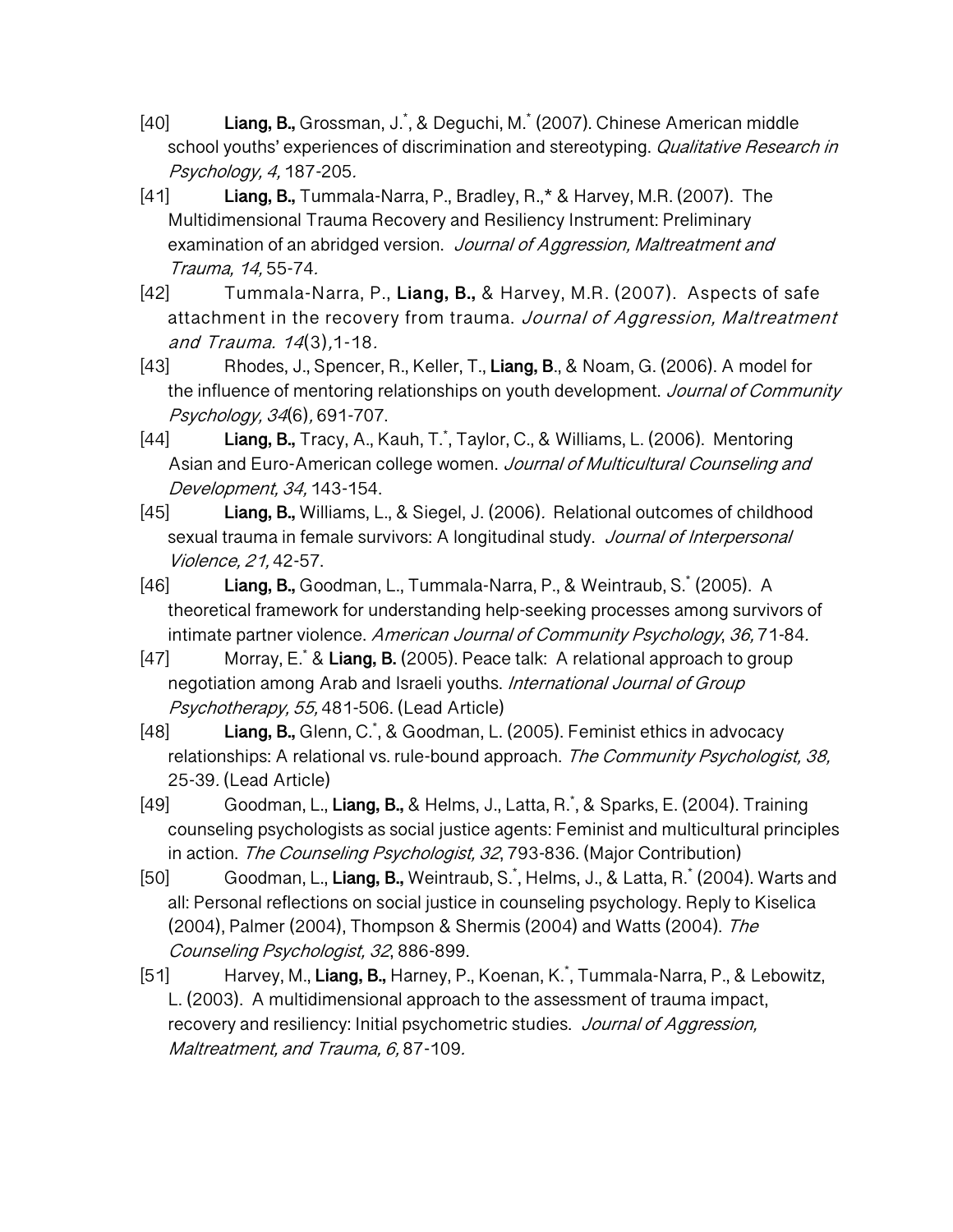[40] **Liang, B.,** Grossman, J.*, & Deguchi, M.* (2007). Chinese American middle school youths' experiences of discrimination and stereotyping. *Qualitative Research in Psychology, 4,* 187-205.

[41] **Liang, B.,** Tummala-Narra, P., Bradley, R.,* & Harvey, M.R. (2007). The Multidimensional Trauma Recovery and Resiliency Instrument: Preliminary examination of an abridged version. *Journal of Aggression, Maltreatment and Trauma, 14,* 55-74.

[42] Tummala-Narra, P., **Liang, B.,** & Harvey, M.R. (2007). Aspects of safe attachment in the recovery from trauma. *Journal of Aggression, Maltreatment and Trauma. 14*(3), 1-18.

[43] Rhodes, J., Spencer, R., Keller, T., **Liang, B**., & Noam, G. (2006). A model for the influence of mentoring relationships on youth development. *Journal of Community Psychology, 34*(6), 691-707.

[44] **Liang, B.,** Tracy, A., Kauh, T.*, Taylor, C., & Williams, L. (2006). Mentoring Asian and Euro-American college women. *Journal of Multicultural Counseling and Development, 34,* 143-154.

[45] **Liang, B.,** Williams, L., & Siegel, J. (2006). Relational outcomes of childhood sexual trauma in female survivors: A longitudinal study. *Journal of Interpersonal Violence, 21,* 42-57.

[46] **Liang, B.,** Goodman, L., Tummala-Narra, P., & Weintraub, S.* (2005). A theoretical framework for understanding help-seeking processes among survivors of intimate partner violence. *American Journal of Community Psychology*, *36,* 71-84.

[47] Morray, E.* & **Liang, B.** (2005). Peace talk: A relational approach to group negotiation among Arab and Israeli youths. *International Journal of Group Psychotherapy, 55,* 481-506. (Lead Article)

[48] **Liang, B.,** Glenn, C.*, & Goodman, L. (2005). Feminist ethics in advocacy relationships: A relational vs. rule-bound approach. *The Community Psychologist, 38,* 25-39. (Lead Article)

[49] Goodman, L., **Liang, B.,** & Helms, J., Latta, R.*, & Sparks, E. (2004). Training counseling psychologists as social justice agents: Feminist and multicultural principles in action. *The Counseling Psychologist, 32*, 793-836. (Major Contribution)

[50] Goodman, L., **Liang, B.,** Weintraub, S.*, Helms, J., & Latta, R.* (2004). Warts and all: Personal reflections on social justice in counseling psychology. Reply to Kiselica (2004), Palmer (2004), Thompson & Shermis (2004) and Watts (2004). *The Counseling Psychologist, 32*, 886-899.

[51] Harvey, M., **Liang, B.,** Harney, P., Koenan, K.*, Tummala-Narra, P., & Lebowitz, L. (2003). A multidimensional approach to the assessment of trauma impact, recovery and resiliency: Initial psychometric studies. *Journal of Aggression, Maltreatment, and Trauma, 6,* 87-109.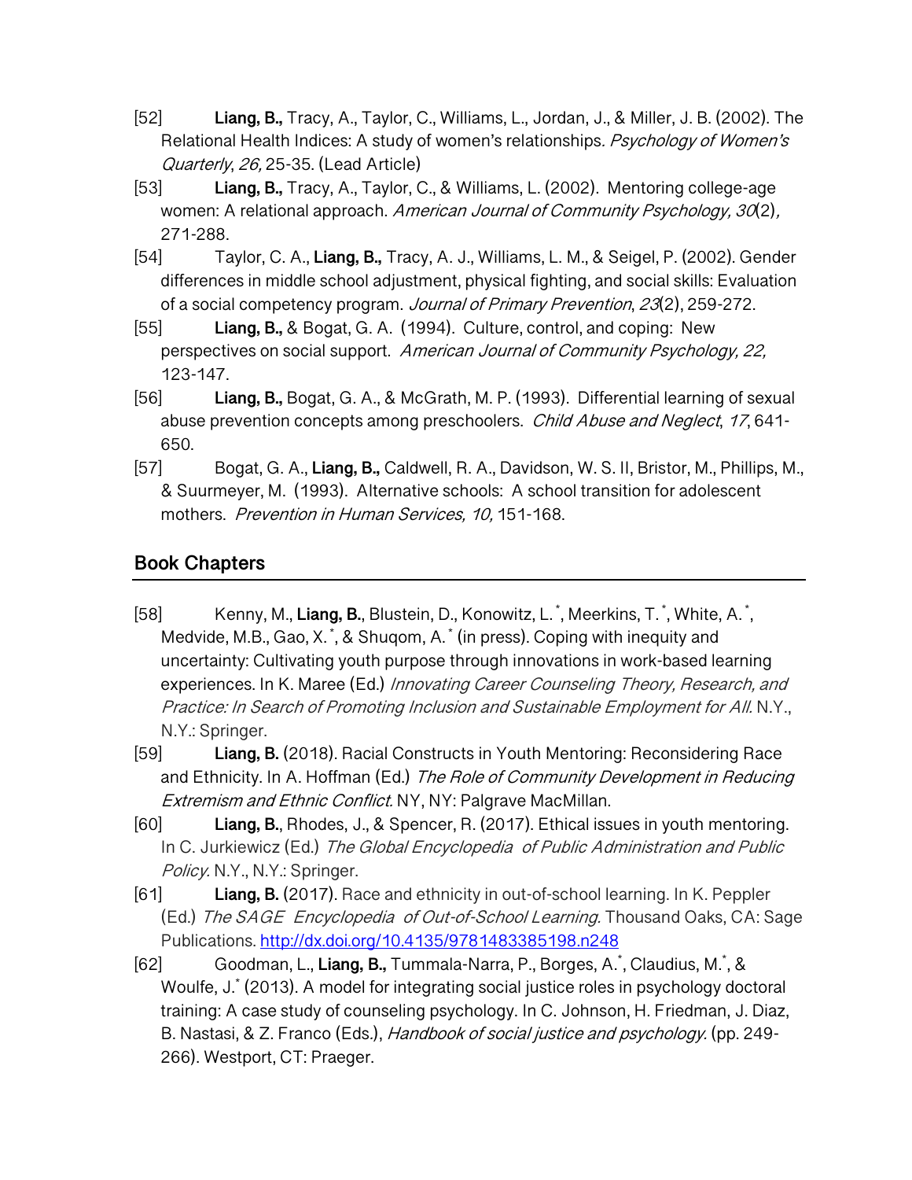[52] **Liang, B.,** Tracy, A., Taylor, C., Williams, L., Jordan, J., & Miller, J. B. (2002). The Relational Health Indices: A study of women's relationships. *Psychology of Women's Quarterly*, *26,* 25-35. (Lead Article)

[53] **Liang, B.,** Tracy, A., Taylor, C., & Williams, L. (2002). Mentoring college-age women: A relational approach. *American Journal of Community Psychology, 30*(2)*,* 271-288.

[54] Taylor, C. A., **Liang, B.,** Tracy, A. J., Williams, L. M., & Seigel, P. (2002). Gender differences in middle school adjustment, physical fighting, and social skills: Evaluation of a social competency program. *Journal of Primary Prevention*, *23*(2), 259-272.

[55] **Liang, B.,** & Bogat, G. A. (1994). Culture, control, and coping: New perspectives on social support. *American Journal of Community Psychology, 22,* 123-147.

[56] **Liang, B.,** Bogat, G. A., & McGrath, M. P. (1993). Differential learning of sexual abuse prevention concepts among preschoolers. *Child Abuse and Neglect*, *17*, 641-650.

[57] Bogat, G. A., **Liang, B.,** Caldwell, R. A., Davidson, W. S. II, Bristor, M., Phillips, M., & Suurmeyer, M. (1993). Alternative schools: A school transition for adolescent mothers. *Prevention in Human Services, 10,* 151-168.

## Book Chapters

[58] Kenny, M., **Liang, B.**, Blustein, D., Konowitz, L.*, Meerkins, T.*, White, A.*, Medvide, M.B., Gao, X.*, & Shuqom, A.* (in press). Coping with inequity and uncertainty: Cultivating youth purpose through innovations in work-based learning experiences. In K. Maree (Ed.) *Innovating Career Counseling Theory, Research, and Practice: In Search of Promoting Inclusion and Sustainable Employment for All.* N.Y., N.Y.: Springer.

[59] **Liang, B.** (2018). Racial Constructs in Youth Mentoring: Reconsidering Race and Ethnicity. In A. Hoffman (Ed.) *The Role of Community Development in Reducing Extremism and Ethnic Conflict.* NY, NY: Palgrave MacMillan.

[60] **Liang, B.**, Rhodes, J., & Spencer, R. (2017). Ethical issues in youth mentoring. In C. Jurkiewicz (Ed.) *The Global Encyclopedia of Public Administration and Public Policy.* N.Y., N.Y.: Springer.

[61] **Liang, B.** (2017). Race and ethnicity in out-of-school learning. In K. Peppler (Ed.) *The SAGE Encyclopedia of Out-of-School Learning.* Thousand Oaks, CA: Sage Publications. http://dx.doi.org/10.4135/9781483385198.n248

[62] Goodman, L., **Liang, B.,** Tummala-Narra, P., Borges, A.*, Claudius, M.*, & Woulfe, J.* (2013). A model for integrating social justice roles in psychology doctoral training: A case study of counseling psychology. In C. Johnson, H. Friedman, J. Diaz, B. Nastasi, & Z. Franco (Eds.), *Handbook of social justice and psychology.* (pp. 249-266). Westport, CT: Praeger.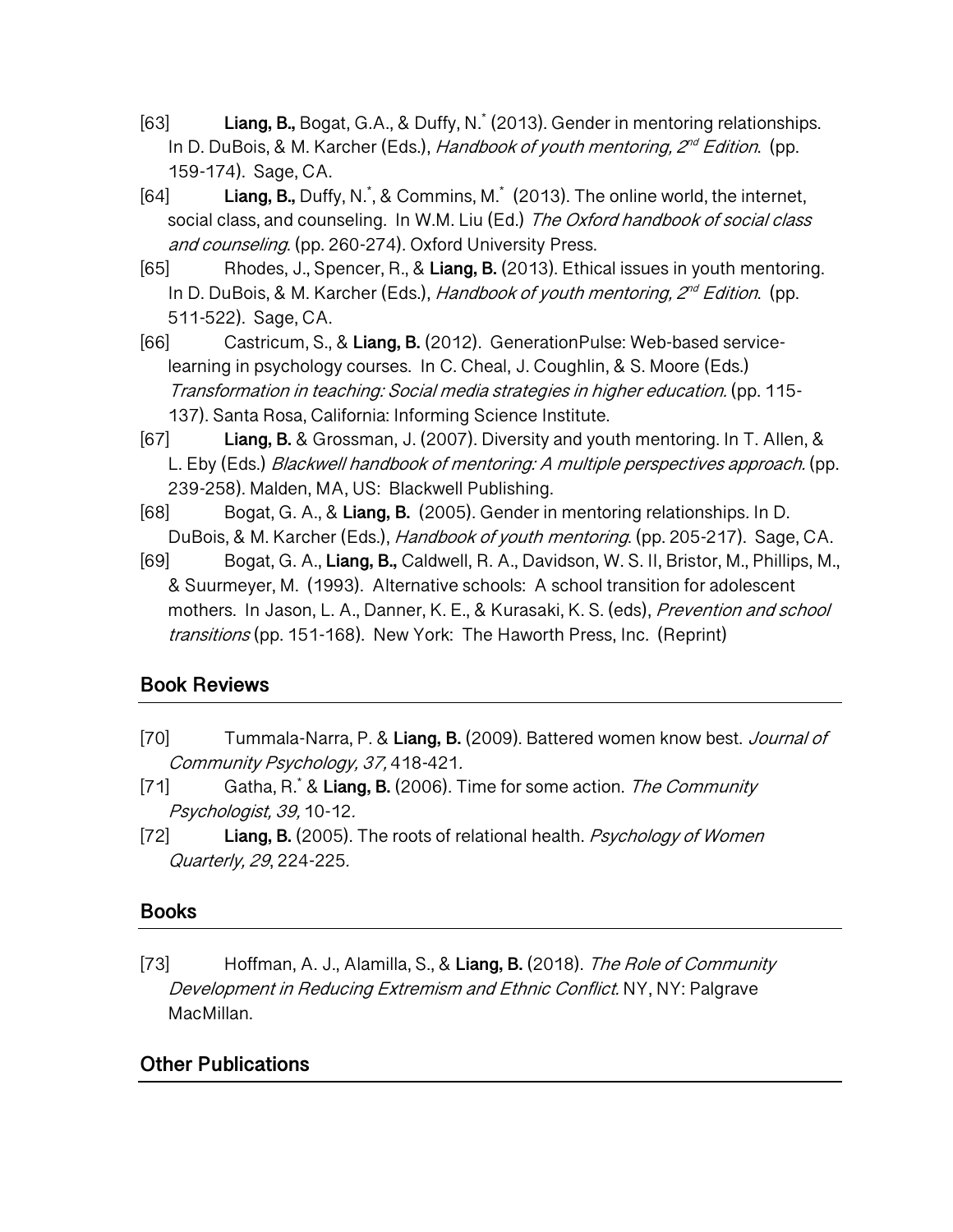[63] **Liang, B.,** Bogat, G.A., & Duffy, N.* (2013). Gender in mentoring relationships. In D. DuBois, & M. Karcher (Eds.), *Handbook of youth mentoring, 2nd Edition*. (pp. 159-174). Sage, CA.

[64] **Liang, B.,** Duffy, N.*, & Commins, M.* (2013). The online world, the internet, social class, and counseling. In W.M. Liu (Ed.) *The Oxford handbook of social class and counseling*. (pp. 260-274). Oxford University Press.

[65] Rhodes, J., Spencer, R., & **Liang, B.** (2013). Ethical issues in youth mentoring. In D. DuBois, & M. Karcher (Eds.), *Handbook of youth mentoring, 2nd Edition*. (pp. 511-522). Sage, CA.

[66] Castricum, S., & **Liang, B.** (2012). GenerationPulse: Web-based service-learning in psychology courses. In C. Cheal, J. Coughlin, & S. Moore (Eds.) *Transformation in teaching: Social media strategies in higher education.* (pp. 115-137). Santa Rosa, California: Informing Science Institute.

[67] **Liang, B.** & Grossman, J. (2007). Diversity and youth mentoring. In T. Allen, & L. Eby (Eds.) *Blackwell handbook of mentoring: A multiple perspectives approach.* (pp. 239-258). Malden, MA, US: Blackwell Publishing.

[68] Bogat, G. A., & **Liang, B.** (2005). Gender in mentoring relationships. In D. DuBois, & M. Karcher (Eds.), *Handbook of youth mentoring*. (pp. 205-217). Sage, CA.

[69] Bogat, G. A., **Liang, B.,** Caldwell, R. A., Davidson, W. S. II, Bristor, M., Phillips, M., & Suurmeyer, M. (1993). Alternative schools: A school transition for adolescent mothers. In Jason, L. A., Danner, K. E., & Kurasaki, K. S. (eds), *Prevention and school transitions* (pp. 151-168). New York: The Haworth Press, Inc. (Reprint)

## Book Reviews

[70] Tummala-Narra, P. & **Liang, B.** (2009). Battered women know best. *Journal of Community Psychology, 37,* 418-421.

[71] Gatha, R.* & **Liang, B.** (2006). Time for some action. *The Community Psychologist, 39,* 10-12.

[72] **Liang, B.** (2005). The roots of relational health. *Psychology of Women Quarterly, 29*, 224-225.

## Books

[73] Hoffman, A. J., Alamilla, S., & **Liang, B.** (2018). *The Role of Community Development in Reducing Extremism and Ethnic Conflict.* NY, NY: Palgrave MacMillan.

## Other Publications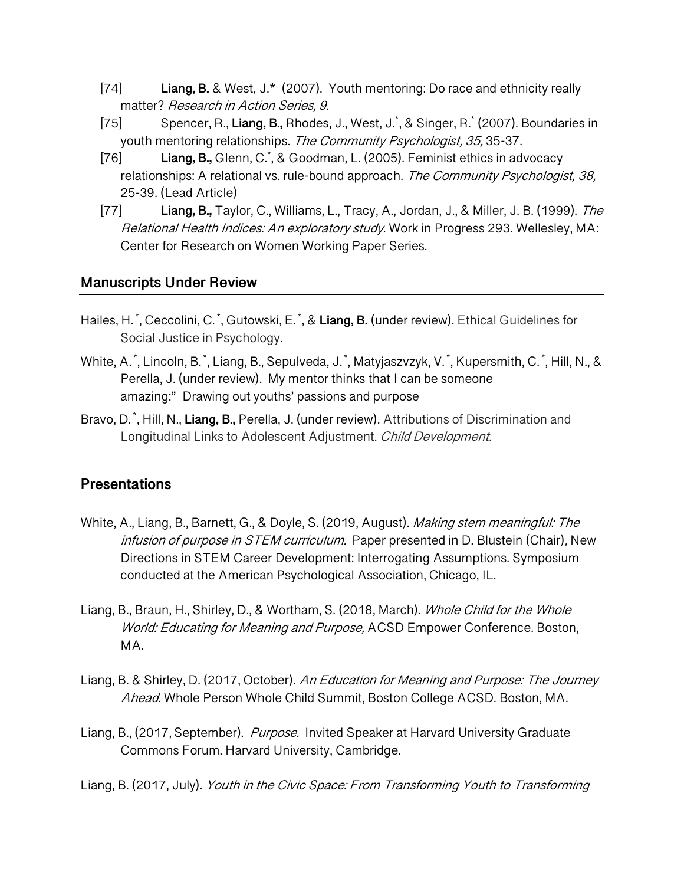[74] **Liang, B.** & West, J.* (2007). Youth mentoring: Do race and ethnicity really matter? *Research in Action Series, 9.*

[75] Spencer, R., **Liang, B.,** Rhodes, J., West, J.*, & Singer, R.* (2007). Boundaries in youth mentoring relationships. *The Community Psychologist, 35,* 35-37.

[76] **Liang, B.,** Glenn, C.*, & Goodman, L. (2005). Feminist ethics in advocacy relationships: A relational vs. rule-bound approach. *The Community Psychologist, 38,* 25-39. (Lead Article)

[77] **Liang, B.,** Taylor, C., Williams, L., Tracy, A., Jordan, J., & Miller, J. B. (1999). *The Relational Health Indices: An exploratory study.* Work in Progress 293. Wellesley, MA: Center for Research on Women Working Paper Series.

## Manuscripts Under Review

Hailes, H.*, Ceccolini, C.*, Gutowski, E.*, & **Liang, B.** (under review). Ethical Guidelines for Social Justice in Psychology.

White, A.*, Lincoln, B.*, Liang, B., Sepulveda, J.*, Matyjaszvzyk, V.*, Kupersmith, C.*, Hill, N., & Perella, J. (under review). My mentor thinks that I can be someone amazing:" Drawing out youths' passions and purpose

Bravo, D.*, Hill, N., **Liang, B.,** Perella, J. (under review). Attributions of Discrimination and Longitudinal Links to Adolescent Adjustment. *Child Development.*

## Presentations

White, A., Liang, B., Barnett, G., & Doyle, S. (2019, August). *Making stem meaningful: The infusion of purpose in STEM curriculum.* Paper presented in D. Blustein (Chair), New Directions in STEM Career Development: Interrogating Assumptions. Symposium conducted at the American Psychological Association, Chicago, IL.

Liang, B., Braun, H., Shirley, D., & Wortham, S. (2018, March). *Whole Child for the Whole World: Educating for Meaning and Purpose,* ACSD Empower Conference. Boston, MA.

Liang, B. & Shirley, D. (2017, October). *An Education for Meaning and Purpose: The Journey Ahead.* Whole Person Whole Child Summit, Boston College ACSD. Boston, MA.

Liang, B., (2017, September). *Purpose.* Invited Speaker at Harvard University Graduate Commons Forum. Harvard University, Cambridge.

Liang, B. (2017, July). *Youth in the Civic Space: From Transforming Youth to Transforming*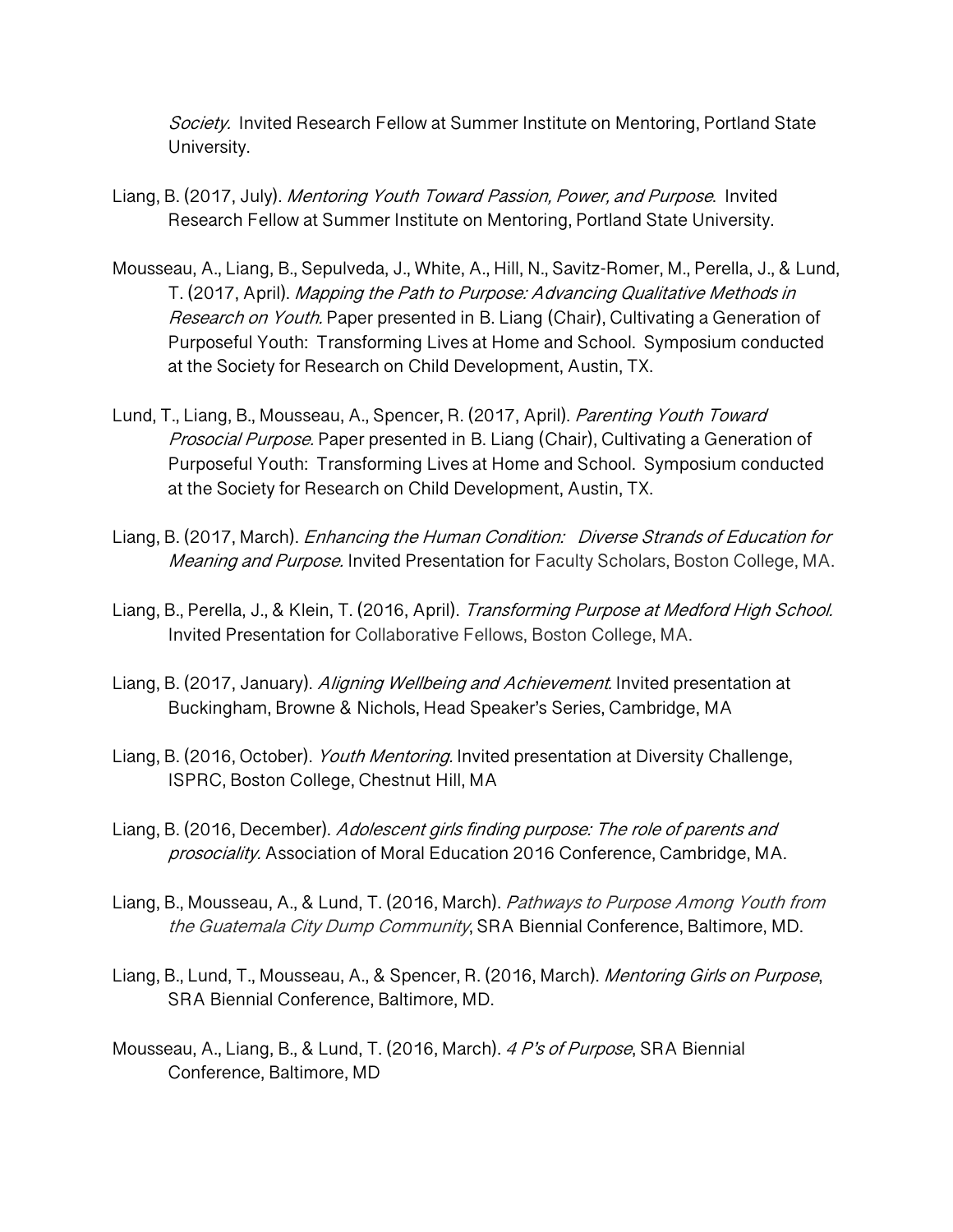*Society.* Invited Research Fellow at Summer Institute on Mentoring, Portland State University.

Liang, B. (2017, July). *Mentoring Youth Toward Passion, Power, and Purpose*. Invited Research Fellow at Summer Institute on Mentoring, Portland State University.

Mousseau, A., Liang, B., Sepulveda, J., White, A., Hill, N., Savitz-Romer, M., Perella, J., & Lund, T. (2017, April). *Mapping the Path to Purpose: Advancing Qualitative Methods in Research on Youth.* Paper presented in B. Liang (Chair), Cultivating a Generation of Purposeful Youth: Transforming Lives at Home and School. Symposium conducted at the Society for Research on Child Development, Austin, TX.

Lund, T., Liang, B., Mousseau, A., Spencer, R. (2017, April). *Parenting Youth Toward Prosocial Purpose.* Paper presented in B. Liang (Chair), Cultivating a Generation of Purposeful Youth: Transforming Lives at Home and School. Symposium conducted at the Society for Research on Child Development, Austin, TX.

Liang, B. (2017, March). *Enhancing the Human Condition: Diverse Strands of Education for Meaning and Purpose.* Invited Presentation for Faculty Scholars, Boston College, MA.

Liang, B., Perella, J., & Klein, T. (2016, April). *Transforming Purpose at Medford High School.* Invited Presentation for Collaborative Fellows, Boston College, MA.

Liang, B. (2017, January). *Aligning Wellbeing and Achievement.* Invited presentation at Buckingham, Browne & Nichols, Head Speaker's Series, Cambridge, MA

Liang, B. (2016, October). *Youth Mentoring.* Invited presentation at Diversity Challenge, ISPRC, Boston College, Chestnut Hill, MA

Liang, B. (2016, December). *Adolescent girls finding purpose: The role of parents and prosociality.* Association of Moral Education 2016 Conference, Cambridge, MA.

Liang, B., Mousseau, A., & Lund, T. (2016, March). *Pathways to Purpose Among Youth from the Guatemala City Dump Community*, SRA Biennial Conference, Baltimore, MD.

Liang, B., Lund, T., Mousseau, A., & Spencer, R. (2016, March). *Mentoring Girls on Purpose*, SRA Biennial Conference, Baltimore, MD.

Mousseau, A., Liang, B., & Lund, T. (2016, March). *4 P's of Purpose*, SRA Biennial Conference, Baltimore, MD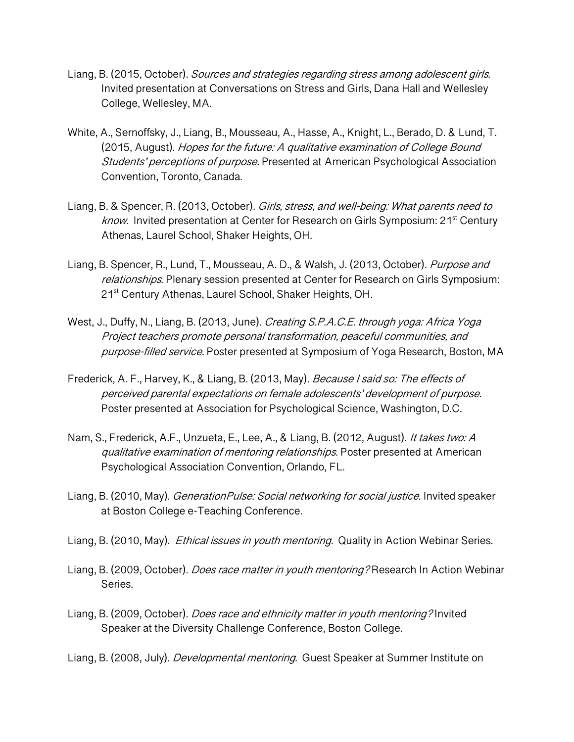Liang, B. (2015, October). *Sources and strategies regarding stress among adolescent girls*. Invited presentation at Conversations on Stress and Girls, Dana Hall and Wellesley College, Wellesley, MA.

White, A., Sernoffsky, J., Liang, B., Mousseau, A., Hasse, A., Knight, L., Berado, D. & Lund, T. (2015, August). *Hopes for the future: A qualitative examination of College Bound Students' perceptions of purpose*. Presented at American Psychological Association Convention, Toronto, Canada.

Liang, B. & Spencer, R. (2013, October). *Girls, stress, and well-being: What parents need to know*. Invited presentation at Center for Research on Girls Symposium: 21st Century Athenas, Laurel School, Shaker Heights, OH.

Liang, B. Spencer, R., Lund, T., Mousseau, A. D., & Walsh, J. (2013, October). *Purpose and relationships*. Plenary session presented at Center for Research on Girls Symposium: 21st Century Athenas, Laurel School, Shaker Heights, OH.

West, J., Duffy, N., Liang, B. (2013, June). *Creating S.P.A.C.E. through yoga: Africa Yoga Project teachers promote personal transformation, peaceful communities, and purpose-filled service.* Poster presented at Symposium of Yoga Research, Boston, MA

Frederick, A. F., Harvey, K., & Liang, B. (2013, May). *Because I said so: The effects of perceived parental expectations on female adolescents' development of purpose.* Poster presented at Association for Psychological Science, Washington, D.C.

Nam, S., Frederick, A.F., Unzueta, E., Lee, A., & Liang, B. (2012, August). *It takes two: A qualitative examination of mentoring relationships.* Poster presented at American Psychological Association Convention, Orlando, FL.

Liang, B. (2010, May). *GenerationPulse: Social networking for social justice*. Invited speaker at Boston College e-Teaching Conference.

Liang, B. (2010, May). *Ethical issues in youth mentoring.* Quality in Action Webinar Series.

Liang, B. (2009, October). *Does race matter in youth mentoring?* Research In Action Webinar Series.

Liang, B. (2009, October). *Does race and ethnicity matter in youth mentoring?* Invited Speaker at the Diversity Challenge Conference, Boston College.

Liang, B. (2008, July). *Developmental mentoring*. Guest Speaker at Summer Institute on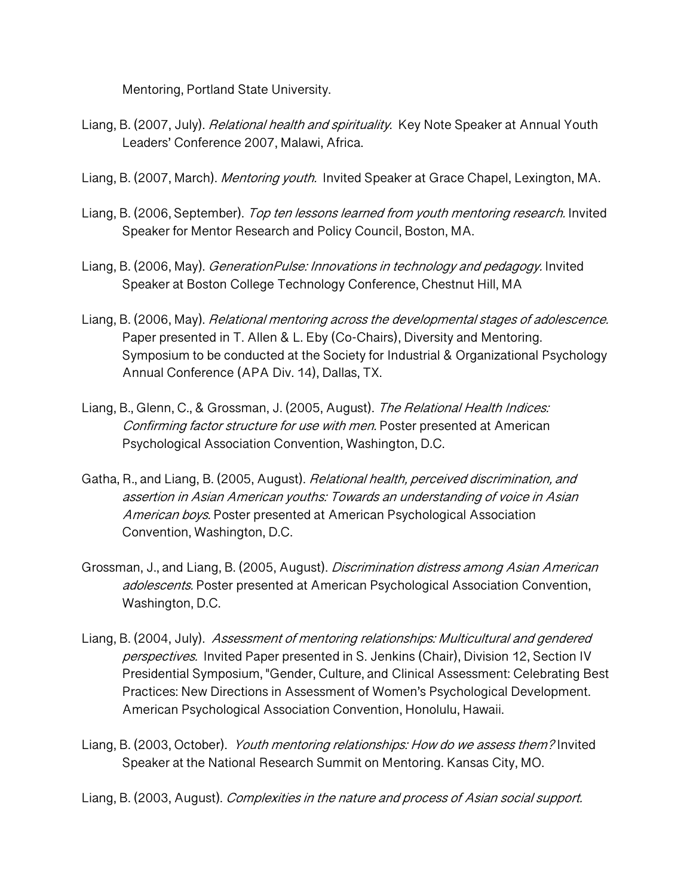Mentoring, Portland State University.

Liang, B. (2007, July). *Relational health and spirituality*. Key Note Speaker at Annual Youth Leaders' Conference 2007, Malawi, Africa.

Liang, B. (2007, March). *Mentoring youth.* Invited Speaker at Grace Chapel, Lexington, MA.

Liang, B. (2006, September). *Top ten lessons learned from youth mentoring research.* Invited Speaker for Mentor Research and Policy Council, Boston, MA.

Liang, B. (2006, May). *GenerationPulse: Innovations in technology and pedagogy.* Invited Speaker at Boston College Technology Conference, Chestnut Hill, MA

Liang, B. (2006, May). *Relational mentoring across the developmental stages of adolescence.* Paper presented in T. Allen & L. Eby (Co-Chairs), Diversity and Mentoring. Symposium to be conducted at the Society for Industrial & Organizational Psychology Annual Conference (APA Div. 14), Dallas, TX.

Liang, B., Glenn, C., & Grossman, J. (2005, August). *The Relational Health Indices: Confirming factor structure for use with men.* Poster presented at American Psychological Association Convention, Washington, D.C.

Gatha, R., and Liang, B. (2005, August). *Relational health, perceived discrimination, and assertion in Asian American youths: Towards an understanding of voice in Asian American boys.* Poster presented at American Psychological Association Convention, Washington, D.C.

Grossman, J., and Liang, B. (2005, August). *Discrimination distress among Asian American adolescents.* Poster presented at American Psychological Association Convention, Washington, D.C.

Liang, B. (2004, July). *Assessment of mentoring relationships: Multicultural and gendered perspectives.* Invited Paper presented in S. Jenkins (Chair), Division 12, Section IV Presidential Symposium, "Gender, Culture, and Clinical Assessment: Celebrating Best Practices: New Directions in Assessment of Women's Psychological Development. American Psychological Association Convention, Honolulu, Hawaii.

Liang, B. (2003, October). *Youth mentoring relationships: How do we assess them?* Invited Speaker at the National Research Summit on Mentoring. Kansas City, MO.

Liang, B. (2003, August). *Complexities in the nature and process of Asian social support.*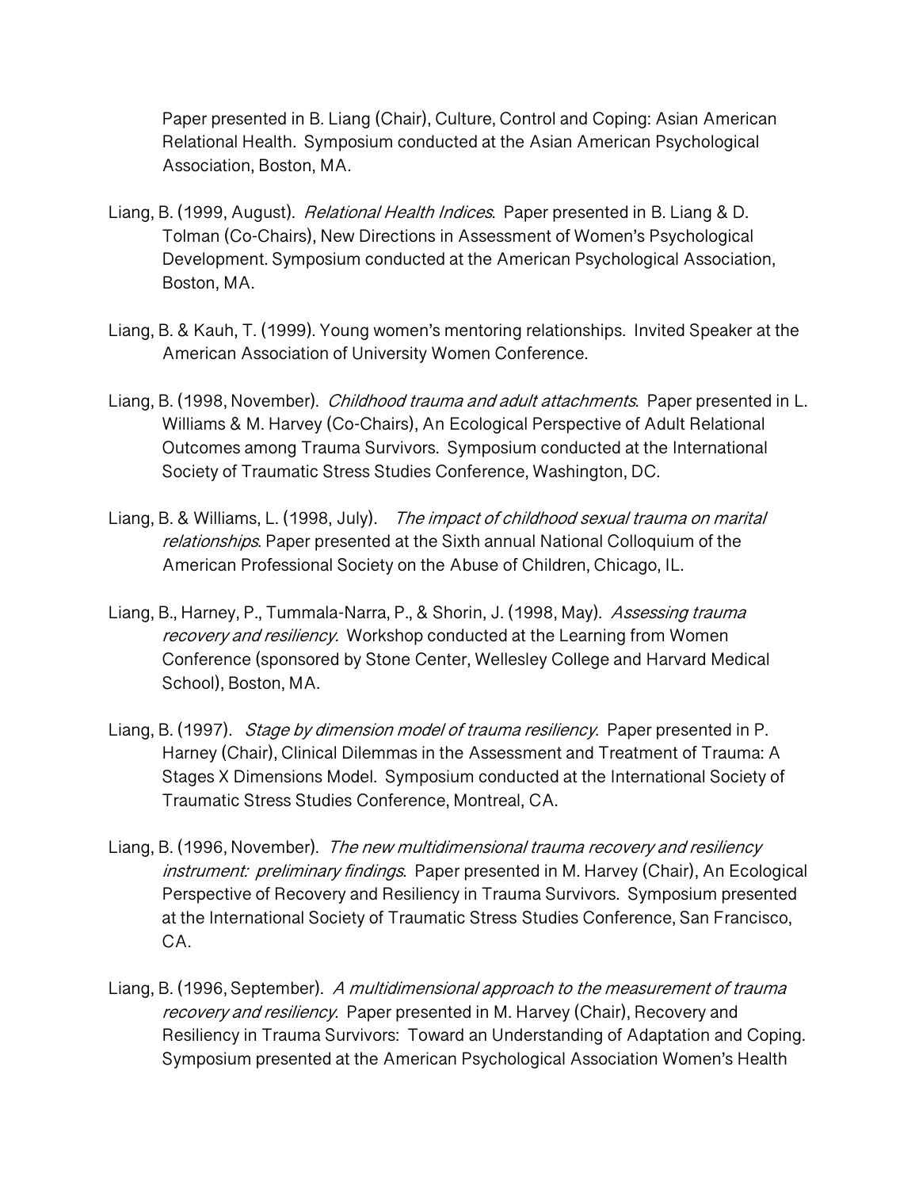Paper presented in B. Liang (Chair), Culture, Control and Coping: Asian American Relational Health. Symposium conducted at the Asian American Psychological Association, Boston, MA.

Liang, B. (1999, August). *Relational Health Indices*. Paper presented in B. Liang & D. Tolman (Co-Chairs), New Directions in Assessment of Women's Psychological Development. Symposium conducted at the American Psychological Association, Boston, MA.

Liang, B. & Kauh, T. (1999). Young women's mentoring relationships. Invited Speaker at the American Association of University Women Conference.

Liang, B. (1998, November). *Childhood trauma and adult attachments*. Paper presented in L. Williams & M. Harvey (Co-Chairs), An Ecological Perspective of Adult Relational Outcomes among Trauma Survivors. Symposium conducted at the International Society of Traumatic Stress Studies Conference, Washington, DC.

Liang, B. & Williams, L. (1998, July). *The impact of childhood sexual trauma on marital relationships*. Paper presented at the Sixth annual National Colloquium of the American Professional Society on the Abuse of Children, Chicago, IL.

Liang, B., Harney, P., Tummala-Narra, P., & Shorin, J. (1998, May). *Assessing trauma recovery and resiliency.* Workshop conducted at the Learning from Women Conference (sponsored by Stone Center, Wellesley College and Harvard Medical School), Boston, MA.

Liang, B. (1997). *Stage by dimension model of trauma resiliency*. Paper presented in P. Harney (Chair), Clinical Dilemmas in the Assessment and Treatment of Trauma: A Stages X Dimensions Model. Symposium conducted at the International Society of Traumatic Stress Studies Conference, Montreal, CA.

Liang, B. (1996, November). *The new multidimensional trauma recovery and resiliency instrument: preliminary findings*. Paper presented in M. Harvey (Chair), An Ecological Perspective of Recovery and Resiliency in Trauma Survivors. Symposium presented at the International Society of Traumatic Stress Studies Conference, San Francisco, CA.

Liang, B. (1996, September). *A multidimensional approach to the measurement of trauma recovery and resiliency*. Paper presented in M. Harvey (Chair), Recovery and Resiliency in Trauma Survivors: Toward an Understanding of Adaptation and Coping. Symposium presented at the American Psychological Association Women's Health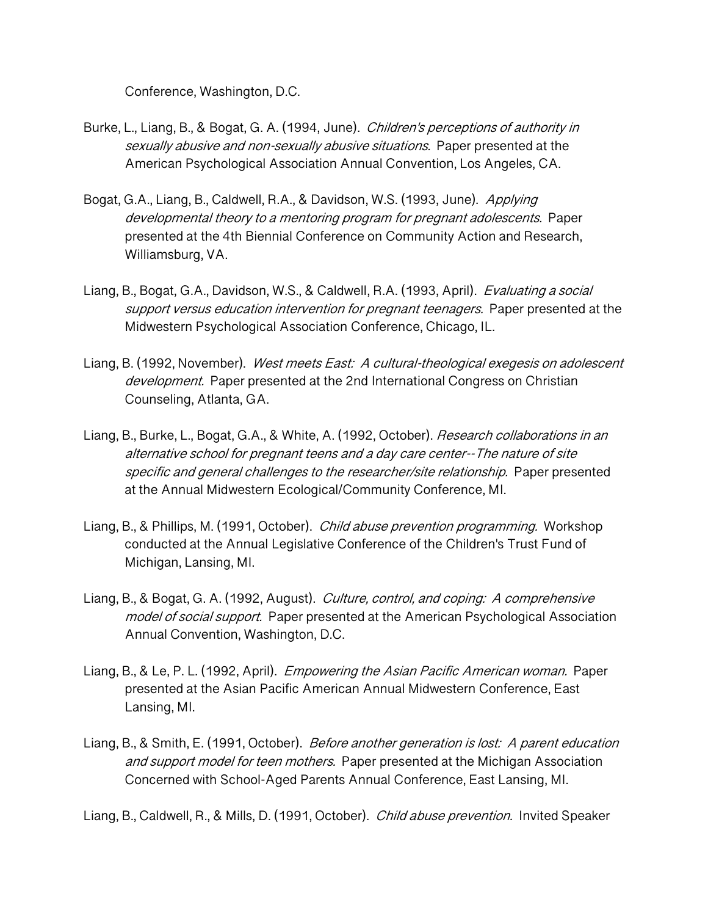Conference, Washington, D.C.

Burke, L., Liang, B., & Bogat, G. A. (1994, June). *Children's perceptions of authority in sexually abusive and non-sexually abusive situations.* Paper presented at the American Psychological Association Annual Convention, Los Angeles, CA.

Bogat, G.A., Liang, B., Caldwell, R.A., & Davidson, W.S. (1993, June). *Applying developmental theory to a mentoring program for pregnant adolescents.* Paper presented at the 4th Biennial Conference on Community Action and Research, Williamsburg, VA.

Liang, B., Bogat, G.A., Davidson, W.S., & Caldwell, R.A. (1993, April). *Evaluating a social support versus education intervention for pregnant teenagers.* Paper presented at the Midwestern Psychological Association Conference, Chicago, IL.

Liang, B. (1992, November). *West meets East: A cultural-theological exegesis on adolescent development.* Paper presented at the 2nd International Congress on Christian Counseling, Atlanta, GA.

Liang, B., Burke, L., Bogat, G.A., & White, A. (1992, October). *Research collaborations in an alternative school for pregnant teens and a day care center--The nature of site specific and general challenges to the researcher/site relationship.* Paper presented at the Annual Midwestern Ecological/Community Conference, MI.

Liang, B., & Phillips, M. (1991, October). *Child abuse prevention programming.* Workshop conducted at the Annual Legislative Conference of the Children's Trust Fund of Michigan, Lansing, MI.

Liang, B., & Bogat, G. A. (1992, August). *Culture, control, and coping: A comprehensive model of social support.* Paper presented at the American Psychological Association Annual Convention, Washington, D.C.

Liang, B., & Le, P. L. (1992, April). *Empowering the Asian Pacific American woman.* Paper presented at the Asian Pacific American Annual Midwestern Conference, East Lansing, MI.

Liang, B., & Smith, E. (1991, October). *Before another generation is lost: A parent education and support model for teen mothers.* Paper presented at the Michigan Association Concerned with School-Aged Parents Annual Conference, East Lansing, MI.

Liang, B., Caldwell, R., & Mills, D. (1991, October). *Child abuse prevention.* Invited Speaker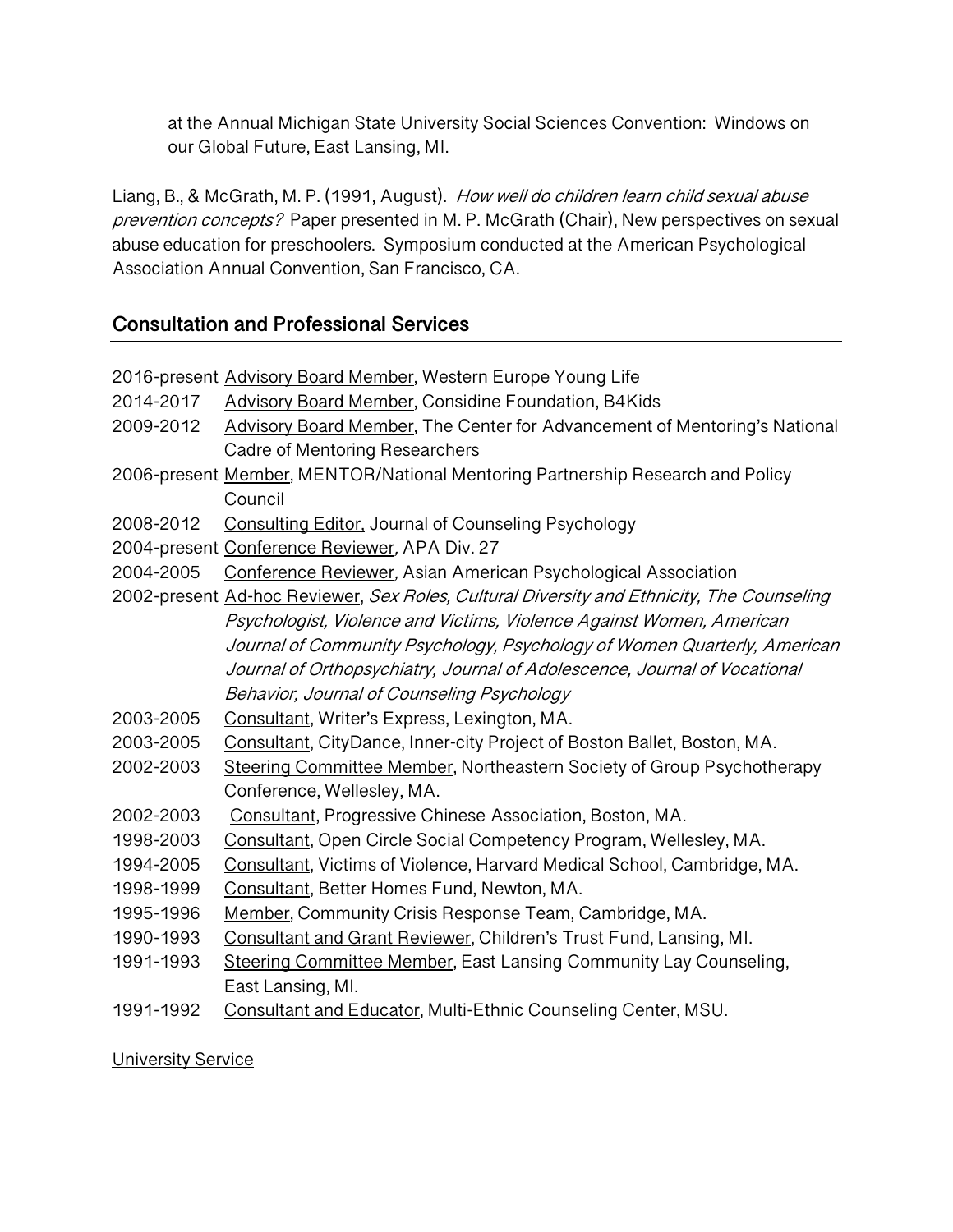at the Annual Michigan State University Social Sciences Convention: Windows on our Global Future, East Lansing, MI.

Liang, B., & McGrath, M. P. (1991, August). *How well do children learn child sexual abuse prevention concepts?* Paper presented in M. P. McGrath (Chair), New perspectives on sexual abuse education for preschoolers. Symposium conducted at the American Psychological Association Annual Convention, San Francisco, CA.

## Consultation and Professional Services

2016-present Advisory Board Member, Western Europe Young Life

2014-2017 Advisory Board Member, Considine Foundation, B4Kids

2009-2012 Advisory Board Member, The Center for Advancement of Mentoring's National Cadre of Mentoring Researchers

2006-present Member, MENTOR/National Mentoring Partnership Research and Policy Council

2008-2012 Consulting Editor, Journal of Counseling Psychology

2004-present Conference Reviewer, APA Div. 27

2004-2005 Conference Reviewer, Asian American Psychological Association

2002-present Ad-hoc Reviewer, *Sex Roles, Cultural Diversity and Ethnicity, The Counseling Psychologist, Violence and Victims, Violence Against Women, American Journal of Community Psychology, Psychology of Women Quarterly, American Journal of Orthopsychiatry, Journal of Adolescence, Journal of Vocational Behavior, Journal of Counseling Psychology*

2003-2005 Consultant, Writer's Express, Lexington, MA.

2003-2005 Consultant, CityDance, Inner-city Project of Boston Ballet, Boston, MA.

2002-2003 Steering Committee Member, Northeastern Society of Group Psychotherapy Conference, Wellesley, MA.

2002-2003 Consultant, Progressive Chinese Association, Boston, MA.

1998-2003 Consultant, Open Circle Social Competency Program, Wellesley, MA.

1994-2005 Consultant, Victims of Violence, Harvard Medical School, Cambridge, MA.

1998-1999 Consultant, Better Homes Fund, Newton, MA.

1995-1996 Member, Community Crisis Response Team, Cambridge, MA.

1990-1993 Consultant and Grant Reviewer, Children's Trust Fund, Lansing, MI.

1991-1993 Steering Committee Member, East Lansing Community Lay Counseling, East Lansing, MI.

1991-1992 Consultant and Educator, Multi-Ethnic Counseling Center, MSU.

University Service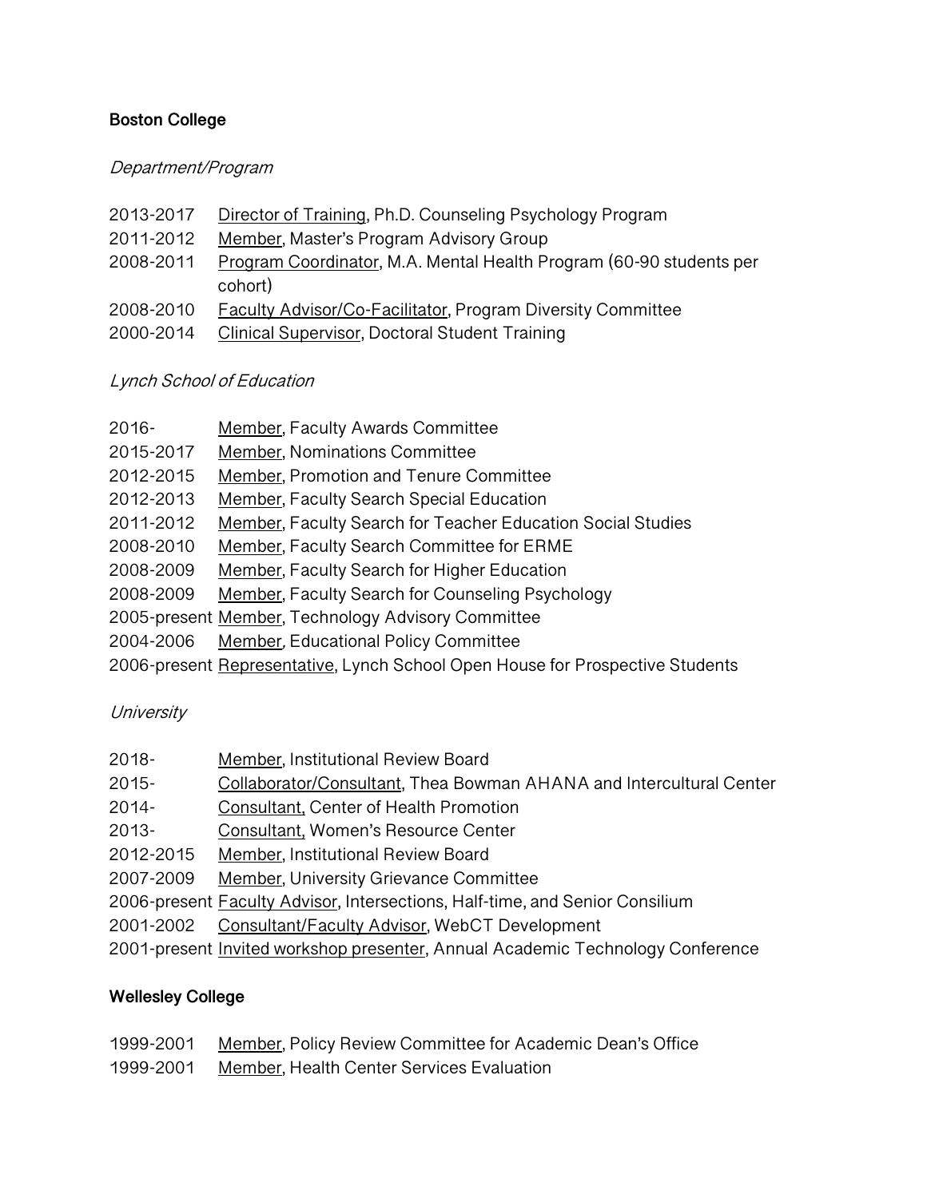**Boston College**

*Department/Program*

2013-2017 Director of Training, Ph.D. Counseling Psychology Program
2011-2012 Member, Master's Program Advisory Group
2008-2011 Program Coordinator, M.A. Mental Health Program (60-90 students per cohort)
2008-2010 Faculty Advisor/Co-Facilitator, Program Diversity Committee
2000-2014 Clinical Supervisor, Doctoral Student Training

*Lynch School of Education*

2016- Member, Faculty Awards Committee
2015-2017 Member, Nominations Committee
2012-2015 Member, Promotion and Tenure Committee
2012-2013 Member, Faculty Search Special Education
2011-2012 Member, Faculty Search for Teacher Education Social Studies
2008-2010 Member, Faculty Search Committee for ERME
2008-2009 Member, Faculty Search for Higher Education
2008-2009 Member, Faculty Search for Counseling Psychology
2005-present Member, Technology Advisory Committee
2004-2006 Member, Educational Policy Committee
2006-present Representative, Lynch School Open House for Prospective Students

*University*

2018- Member, Institutional Review Board
2015- Collaborator/Consultant, Thea Bowman AHANA and Intercultural Center
2014- Consultant, Center of Health Promotion
2013- Consultant, Women's Resource Center
2012-2015 Member, Institutional Review Board
2007-2009 Member, University Grievance Committee
2006-present Faculty Advisor, Intersections, Half-time, and Senior Consilium
2001-2002 Consultant/Faculty Advisor, WebCT Development
2001-present Invited workshop presenter, Annual Academic Technology Conference

**Wellesley College**

1999-2001 Member, Policy Review Committee for Academic Dean's Office
1999-2001 Member, Health Center Services Evaluation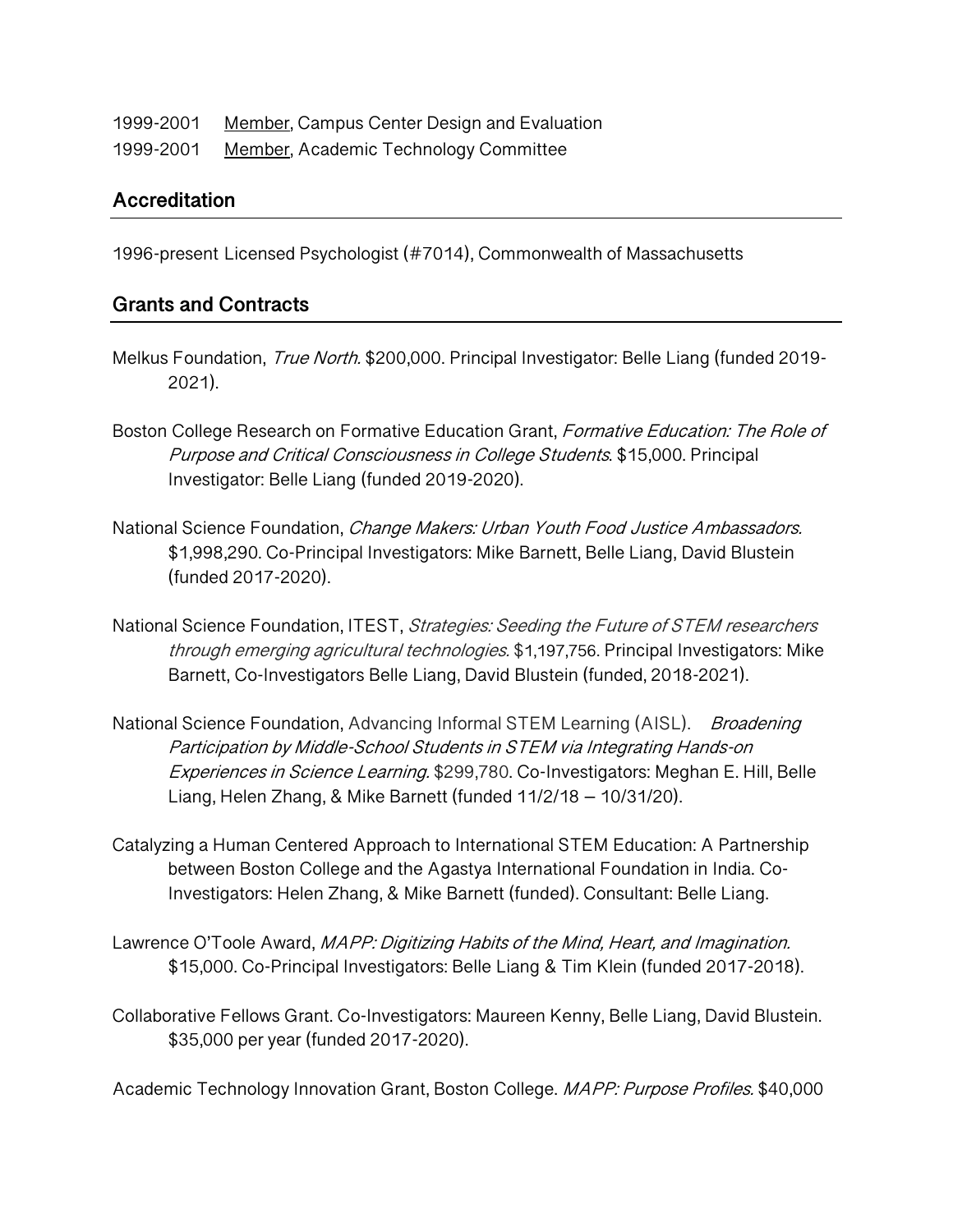1999-2001 <u>Member</u>, Campus Center Design and Evaluation

1999-2001 <u>Member</u>, Academic Technology Committee

## Accreditation

1996-present Licensed Psychologist (#7014), Commonwealth of Massachusetts

## Grants and Contracts

Melkus Foundation, *True North.* $200,000. Principal Investigator: Belle Liang (funded 2019-2021).

Boston College Research on Formative Education Grant, *Formative Education: The Role of Purpose and Critical Consciousness in College Students*. $15,000. Principal Investigator: Belle Liang (funded 2019-2020).

National Science Foundation, *Change Makers: Urban Youth Food Justice Ambassadors.* $1,998,290. Co-Principal Investigators: Mike Barnett, Belle Liang, David Blustein (funded 2017-2020).

National Science Foundation, ITEST, *Strategies: Seeding the Future of STEM researchers through emerging agricultural technologies*. $1,197,756. Principal Investigators: Mike Barnett, Co-Investigators Belle Liang, David Blustein (funded, 2018-2021).

National Science Foundation, Advancing Informal STEM Learning (AISL). *Broadening Participation by Middle-School Students in STEM via Integrating Hands-on Experiences in Science Learning*. $299,780. Co-Investigators: Meghan E. Hill, Belle Liang, Helen Zhang, & Mike Barnett (funded 11/2/18 – 10/31/20).

Catalyzing a Human Centered Approach to International STEM Education: A Partnership between Boston College and the Agastya International Foundation in India. Co-Investigators: Helen Zhang, & Mike Barnett (funded). Consultant: Belle Liang.

Lawrence O'Toole Award, *MAPP: Digitizing Habits of the Mind, Heart, and Imagination.* $15,000. Co-Principal Investigators: Belle Liang & Tim Klein (funded 2017-2018).

Collaborative Fellows Grant. Co-Investigators: Maureen Kenny, Belle Liang, David Blustein. $35,000 per year (funded 2017-2020).

Academic Technology Innovation Grant, Boston College. *MAPP: Purpose Profiles*. $40,000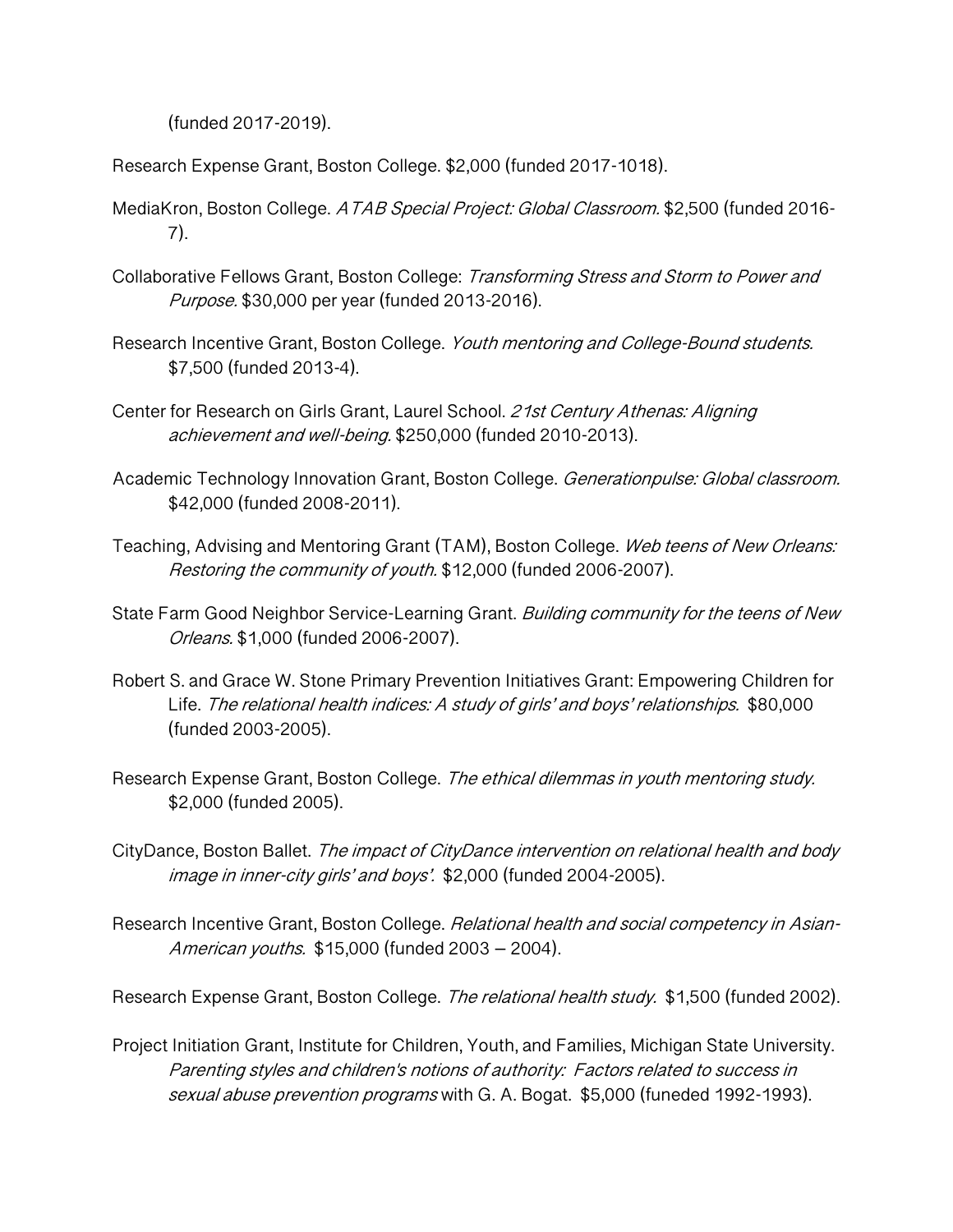(funded 2017-2019).

Research Expense Grant, Boston College. $2,000 (funded 2017-1018).

MediaKron, Boston College. *ATAB Special Project: Global Classroom*. $2,500 (funded 2016-7).

Collaborative Fellows Grant, Boston College: *Transforming Stress and Storm to Power and Purpose.* $30,000 per year (funded 2013-2016).

Research Incentive Grant, Boston College. *Youth mentoring and College-Bound students.* $7,500 (funded 2013-4).

Center for Research on Girls Grant, Laurel School. *21st Century Athenas: Aligning achievement and well-being*. $250,000 (funded 2010-2013).

Academic Technology Innovation Grant, Boston College. *Generationpulse: Global classroom.* $42,000 (funded 2008-2011).

Teaching, Advising and Mentoring Grant (TAM), Boston College. *Web teens of New Orleans: Restoring the community of youth.* $12,000 (funded 2006-2007).

State Farm Good Neighbor Service-Learning Grant. *Building community for the teens of New Orleans*. $1,000 (funded 2006-2007).

Robert S. and Grace W. Stone Primary Prevention Initiatives Grant: Empowering Children for Life. *The relational health indices: A study of girls' and boys' relationships.* $80,000 (funded 2003-2005).

Research Expense Grant, Boston College. *The ethical dilemmas in youth mentoring study.* $2,000 (funded 2005).

CityDance, Boston Ballet. *The impact of CityDance intervention on relational health and body image in inner-city girls' and boys'.* $2,000 (funded 2004-2005).

Research Incentive Grant, Boston College. *Relational health and social competency in Asian-American youths.* $15,000 (funded 2003 – 2004).

Research Expense Grant, Boston College. *The relational health study.* $1,500 (funded 2002).

Project Initiation Grant, Institute for Children, Youth, and Families, Michigan State University. *Parenting styles and children's notions of authority: Factors related to success in sexual abuse prevention programs* with G. A. Bogat. $5,000 (funeded 1992-1993).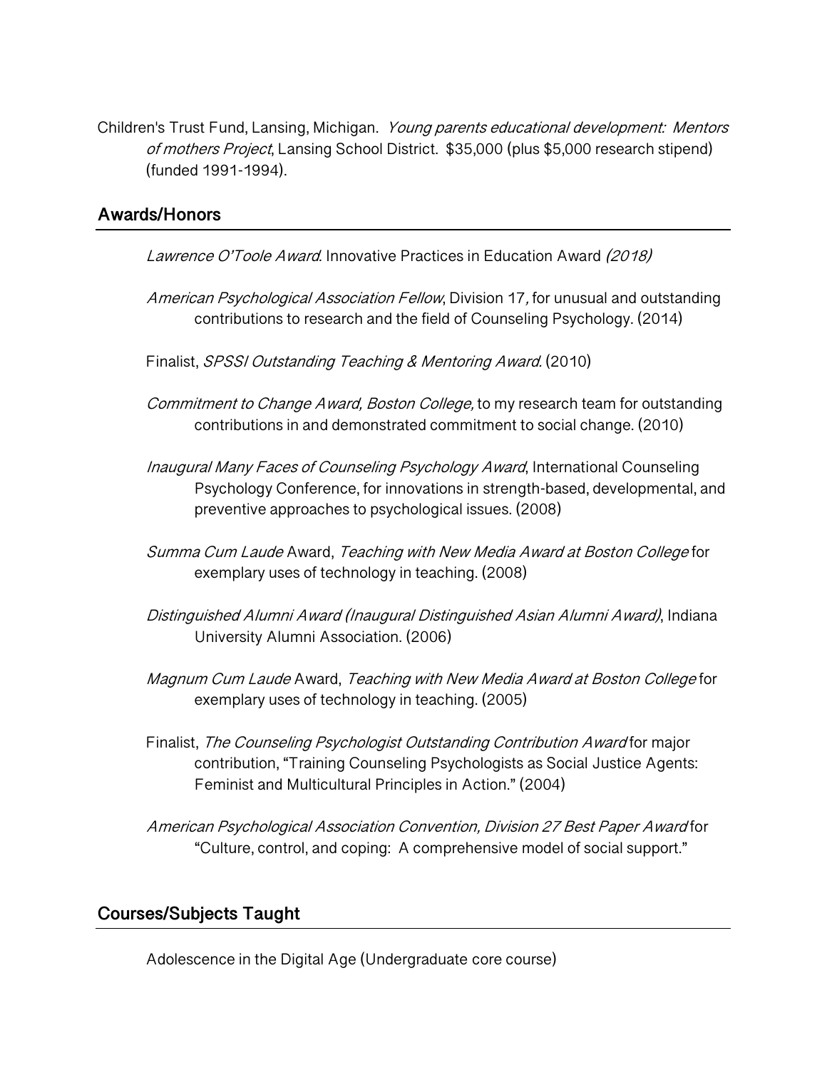Children's Trust Fund, Lansing, Michigan. *Young parents educational development: Mentors of mothers Project*, Lansing School District. $35,000 (plus $5,000 research stipend) (funded 1991-1994).

## Awards/Honors

*Lawrence O'Toole Award*. Innovative Practices in Education Award *(2018)*

*American Psychological Association Fellow*, Division 17, for unusual and outstanding contributions to research and the field of Counseling Psychology. (2014)

Finalist, *SPSSI Outstanding Teaching & Mentoring Award*. (2010)

*Commitment to Change Award, Boston College,* to my research team for outstanding contributions in and demonstrated commitment to social change. (2010)

*Inaugural Many Faces of Counseling Psychology Award*, International Counseling Psychology Conference, for innovations in strength-based, developmental, and preventive approaches to psychological issues. (2008)

*Summa Cum Laude* Award, *Teaching with New Media Award at Boston College* for exemplary uses of technology in teaching. (2008)

*Distinguished Alumni Award (Inaugural Distinguished Asian Alumni Award)*, Indiana University Alumni Association. (2006)

*Magnum Cum Laude* Award, *Teaching with New Media Award at Boston College* for exemplary uses of technology in teaching. (2005)

Finalist, *The Counseling Psychologist Outstanding Contribution Award* for major contribution, "Training Counseling Psychologists as Social Justice Agents: Feminist and Multicultural Principles in Action." (2004)

*American Psychological Association Convention, Division 27 Best Paper Award* for "Culture, control, and coping: A comprehensive model of social support."

## Courses/Subjects Taught

Adolescence in the Digital Age (Undergraduate core course)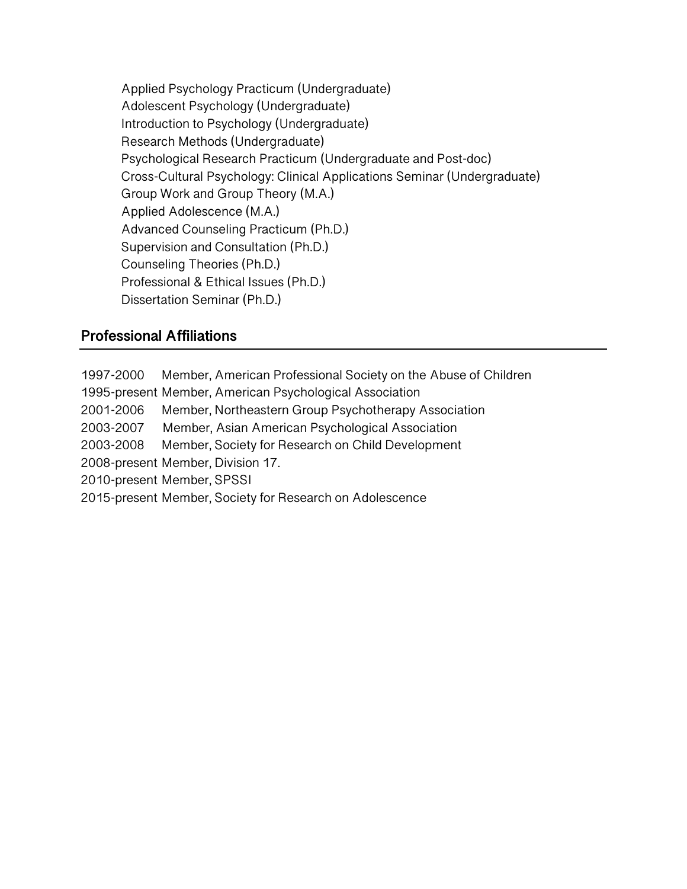Applied Psychology Practicum (Undergraduate)
Adolescent Psychology (Undergraduate)
Introduction to Psychology (Undergraduate)
Research Methods (Undergraduate)
Psychological Research Practicum (Undergraduate and Post-doc)
Cross-Cultural Psychology: Clinical Applications Seminar (Undergraduate)
Group Work and Group Theory (M.A.)
Applied Adolescence (M.A.)
Advanced Counseling Practicum (Ph.D.)
Supervision and Consultation (Ph.D.)
Counseling Theories (Ph.D.)
Professional & Ethical Issues (Ph.D.)
Dissertation Seminar (Ph.D.)

## Professional Affiliations

1997-2000 Member, American Professional Society on the Abuse of Children
1995-present Member, American Psychological Association
2001-2006 Member, Northeastern Group Psychotherapy Association
2003-2007 Member, Asian American Psychological Association
2003-2008 Member, Society for Research on Child Development
2008-present Member, Division 17.
2010-present Member, SPSSI
2015-present Member, Society for Research on Adolescence